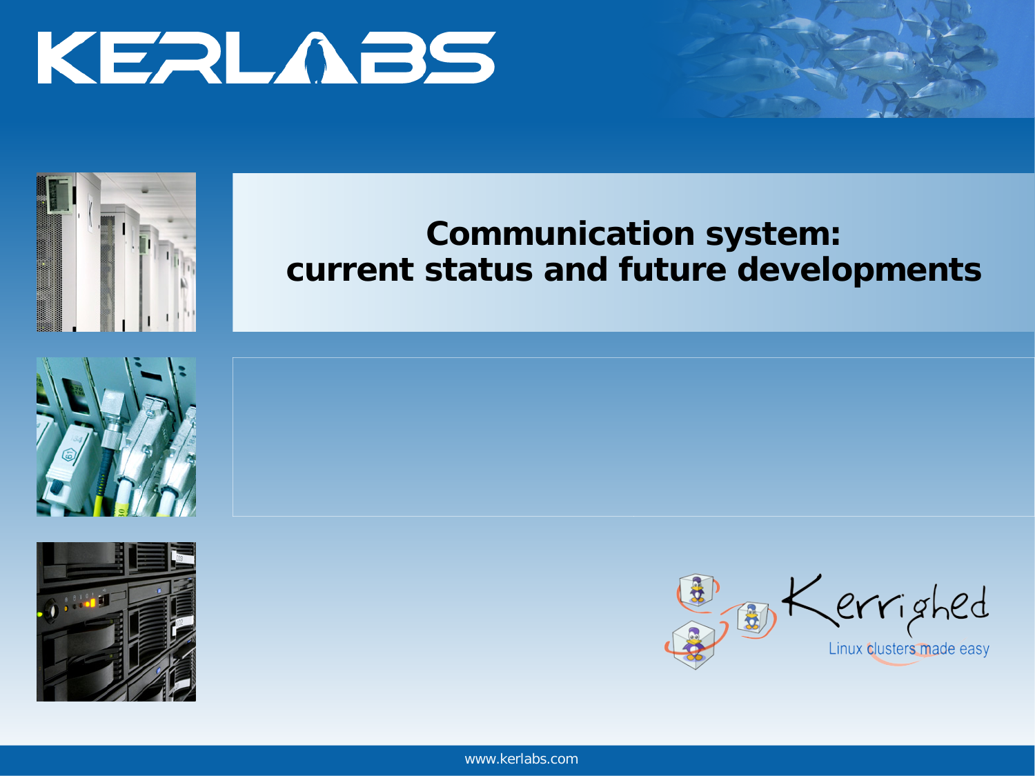# KERLABS

## Communication system: current status and future developments

Kerrighed

Linux clusters made easy

www.kerlabs.com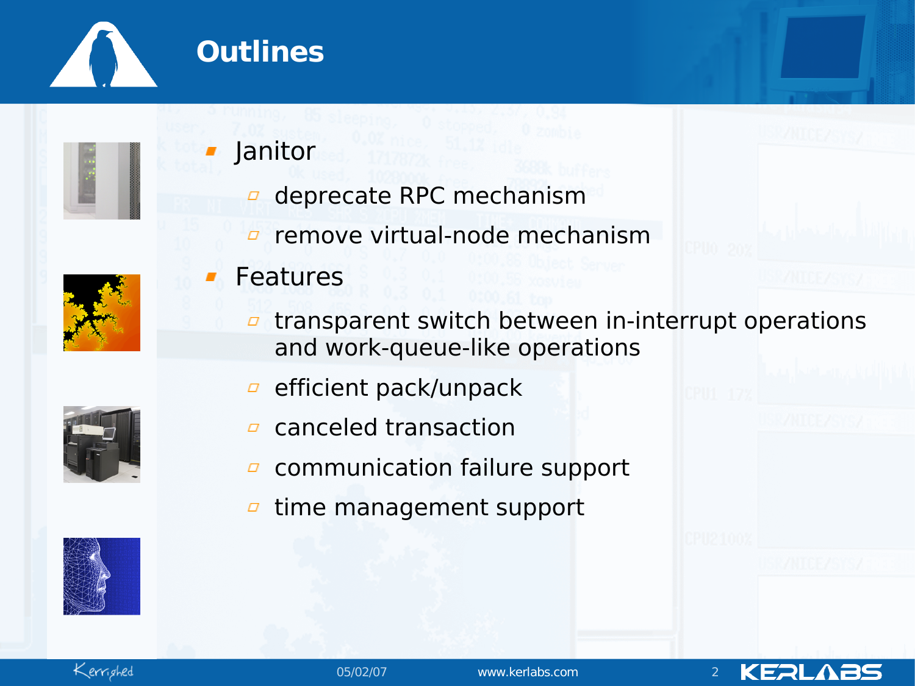# Outlines

- Janitor
  - deprecate RPC mechanism
  - remove virtual-node mechanism
- Features
  - transparent switch between in-interrupt operations and work-queue-like operations
  - efficient pack/unpack
  - canceled transaction
  - communication failure support
  - time management support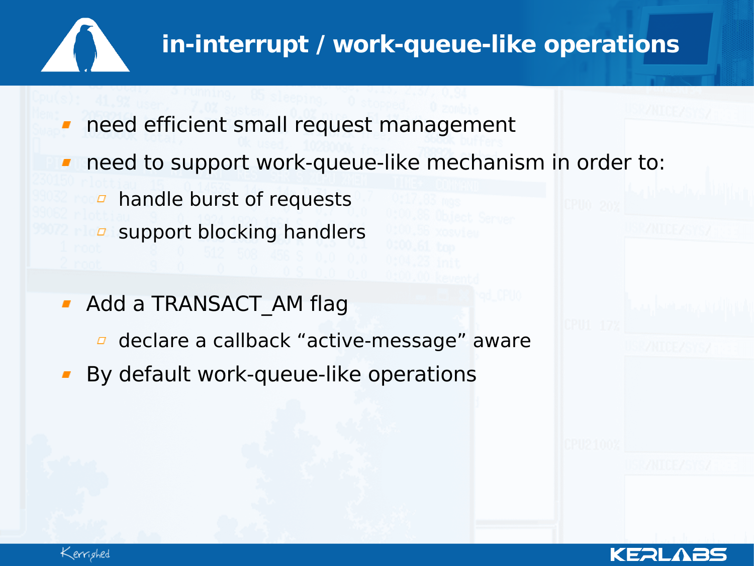# in-interrupt / work-queue-like operations

- need efficient small request management
- need to support work-queue-like mechanism in order to:
  - handle burst of requests
  - support blocking handlers

- Add a TRANSACT_AM flag
  - declare a callback “active-message” aware
- By default work-queue-like operations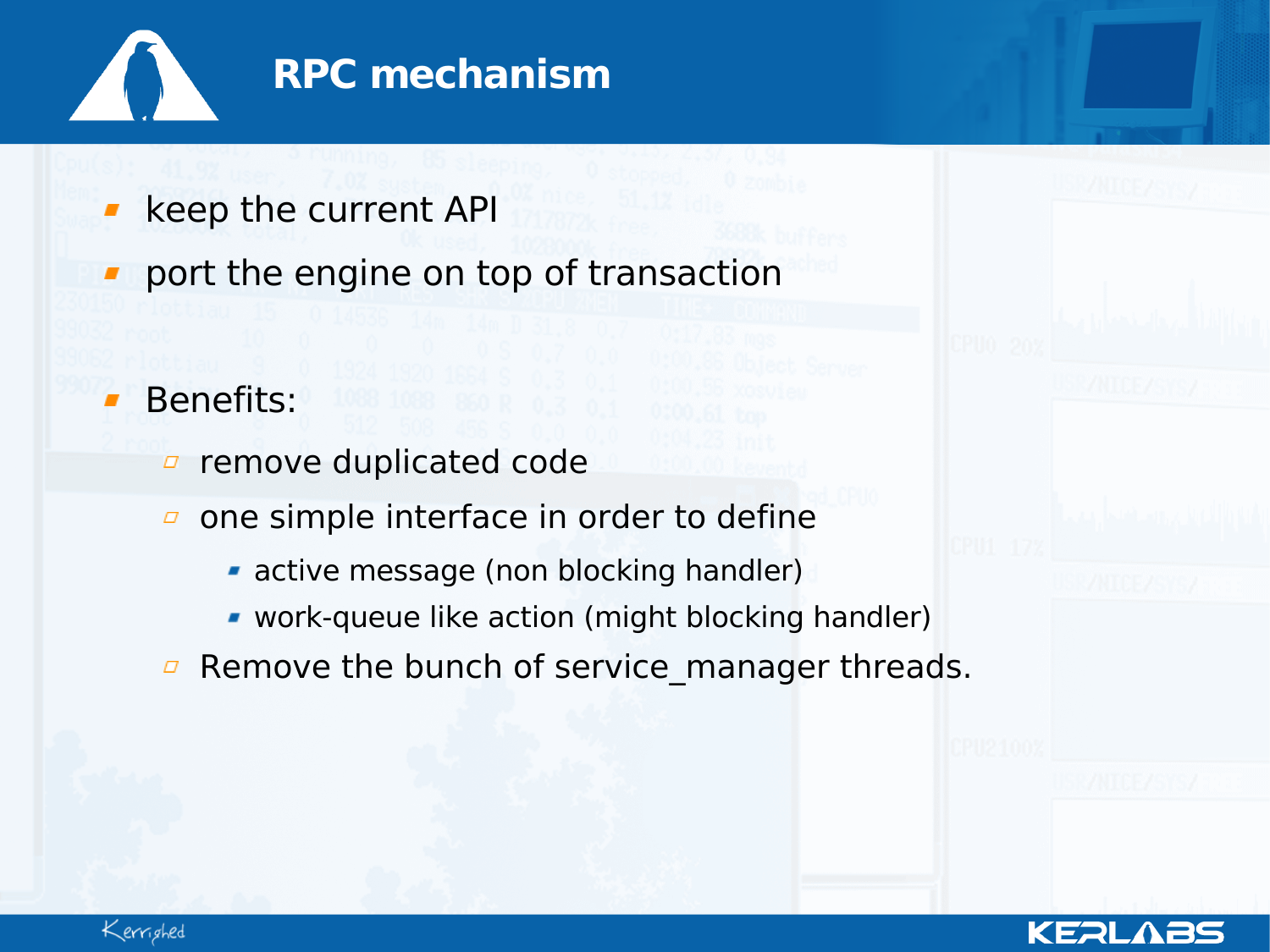# RPC mechanism

- keep the current API
- port the engine on top of transaction
- Benefits:
  - remove duplicated code
  - one simple interface in order to define
    - active message (non blocking handler)
    - work-queue like action (might blocking handler)
  - Remove the bunch of service_manager threads.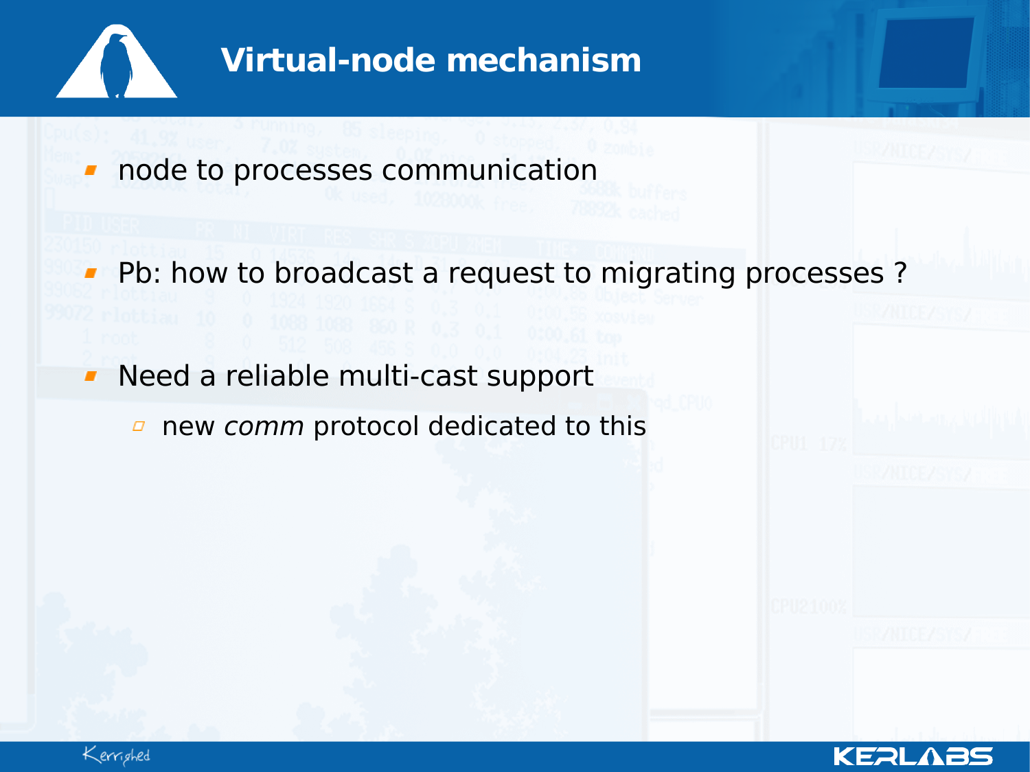# Virtual-node mechanism

- node to processes communication
- Pb: how to broadcast a request to migrating processes ?
- Need a reliable multi-cast support
  - new *comm* protocol dedicated to this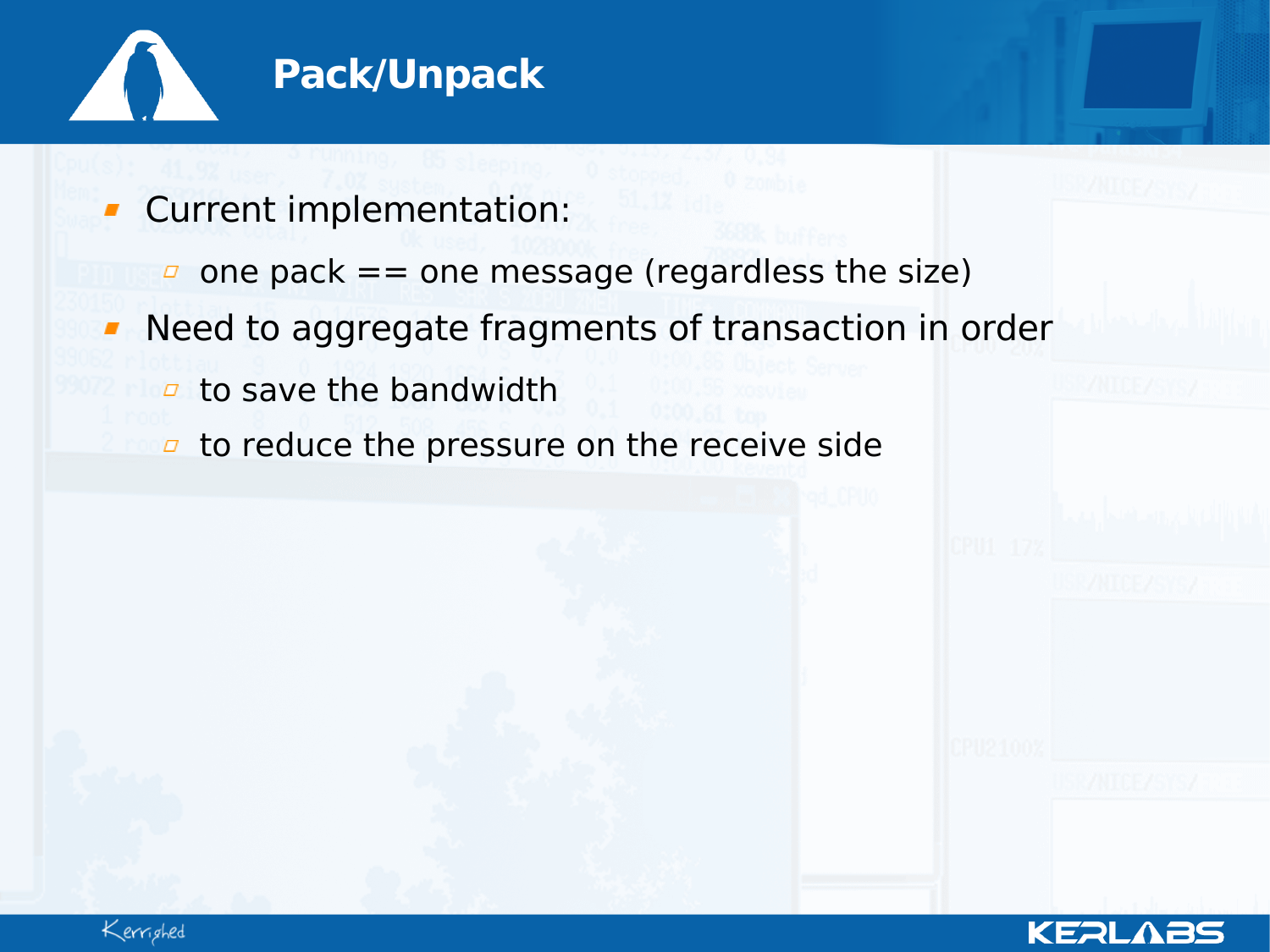# Pack/Unpack

- Current implementation:
  - one pack == one message (regardless the size)
- Need to aggregate fragments of transaction in order
  - to save the bandwidth
  - to reduce the pressure on the receive side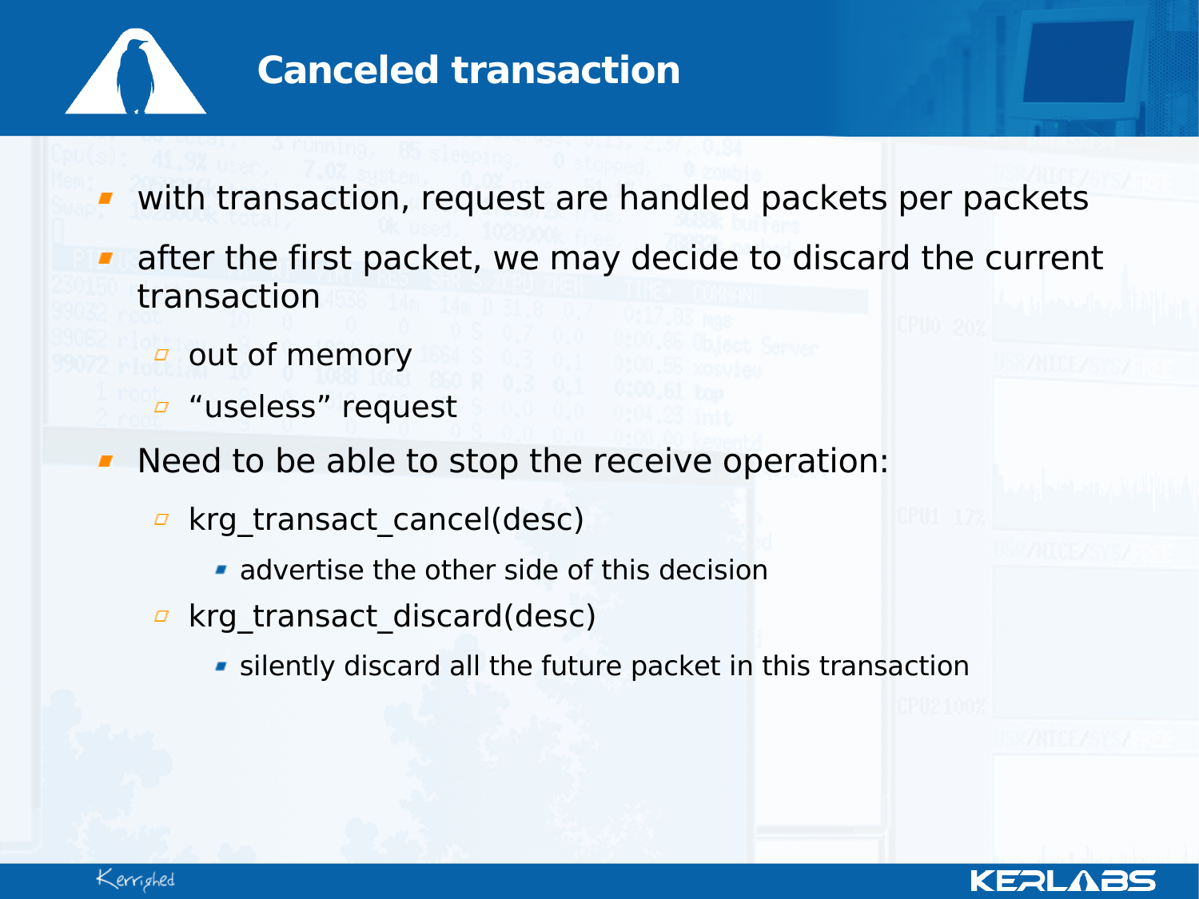# Canceled transaction

- with transaction, request are handled packets per packets
- after the first packet, we may decide to discard the current transaction
  - out of memory
  - “useless” request
- Need to be able to stop the receive operation:
  - krg_transact_cancel(desc)
    - advertise the other side of this decision
  - krg_transact_discard(desc)
    - silently discard all the future packet in this transaction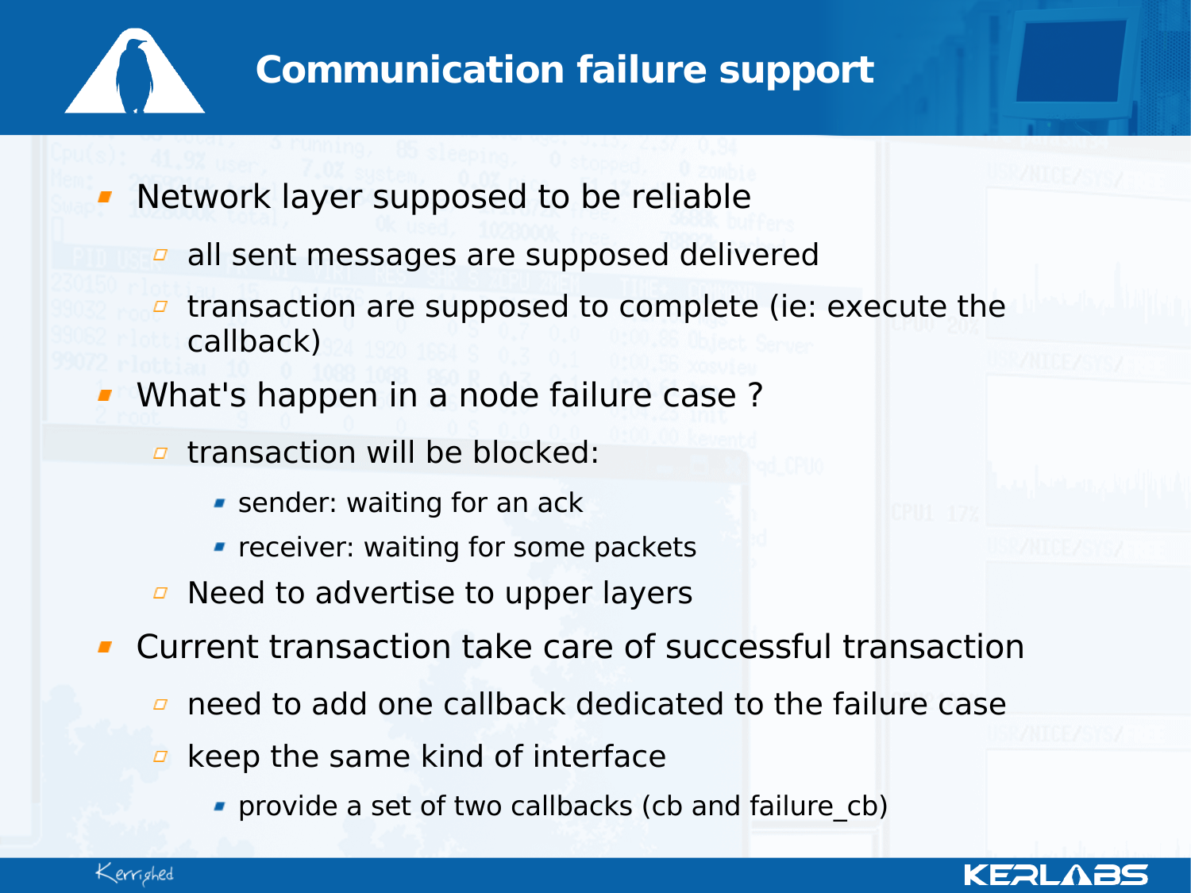# Communication failure support

- Network layer supposed to be reliable
  - all sent messages are supposed delivered
  - transaction are supposed to complete (ie: execute the callback)
- What's happen in a node failure case ?
  - transaction will be blocked:
    - sender: waiting for an ack
    - receiver: waiting for some packets
  - Need to advertise to upper layers
- Current transaction take care of successful transaction
  - need to add one callback dedicated to the failure case
  - keep the same kind of interface
    - provide a set of two callbacks (cb and failure_cb)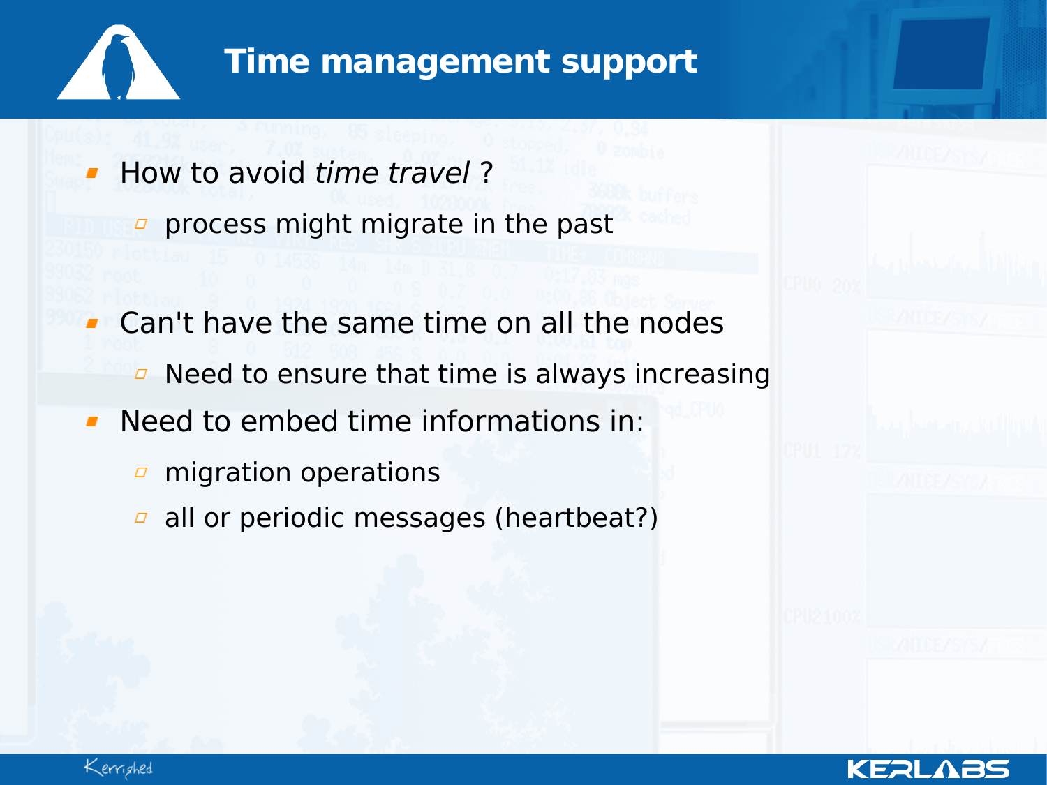# Time management support

- How to avoid *time travel* ?
  - process might migrate in the past
- Can't have the same time on all the nodes
  - Need to ensure that time is always increasing
- Need to embed time informations in:
  - migration operations
  - all or periodic messages (heartbeat?)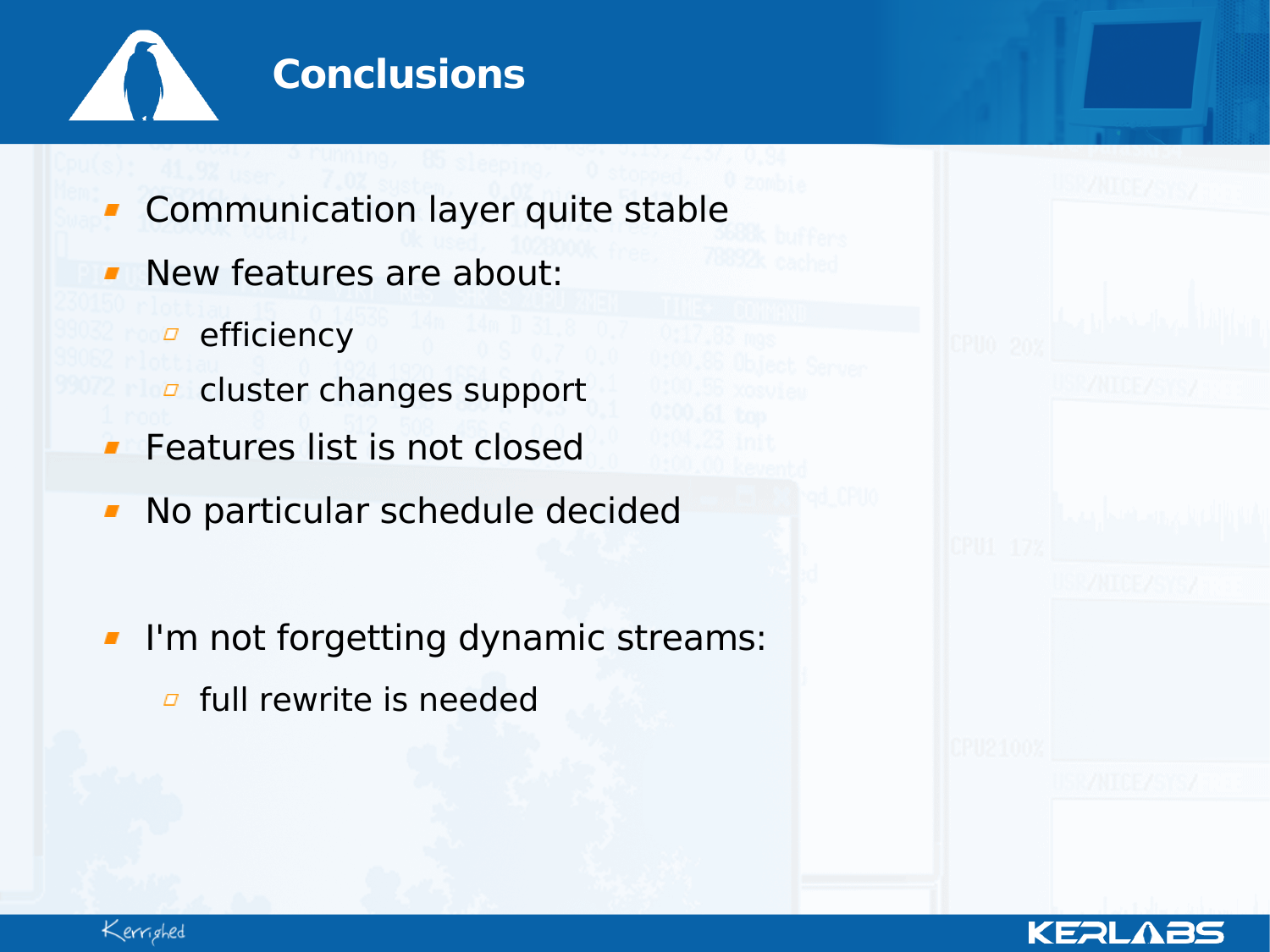# Conclusions

- Communication layer quite stable
- New features are about:
  - efficiency
  - cluster changes support
- Features list is not closed
- No particular schedule decided

- I'm not forgetting dynamic streams:
  - full rewrite is needed